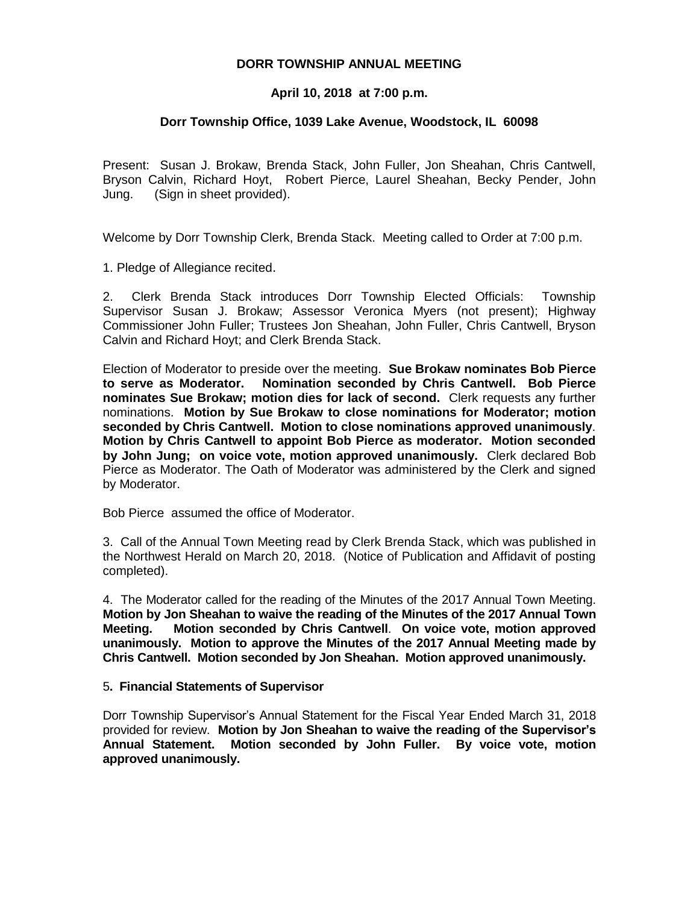**DORR TOWNSHIP ANNUAL MEETING**

**April 10, 2018 at 7:00 p.m.**

**Dorr Township Office, 1039 Lake Avenue, Woodstock, IL 60098**

Present: Susan J. Brokaw, Brenda Stack, John Fuller, Jon Sheahan, Chris Cantwell, Bryson Calvin, Richard Hoyt, Robert Pierce, Laurel Sheahan, Becky Pender, John Jung. (Sign in sheet provided).

Welcome by Dorr Township Clerk, Brenda Stack. Meeting called to Order at 7:00 p.m.

1. Pledge of Allegiance recited.

2. Clerk Brenda Stack introduces Dorr Township Elected Officials: Township Supervisor Susan J. Brokaw; Assessor Veronica Myers (not present); Highway Commissioner John Fuller; Trustees Jon Sheahan, John Fuller, Chris Cantwell, Bryson Calvin and Richard Hoyt; and Clerk Brenda Stack.

Election of Moderator to preside over the meeting. **Sue Brokaw nominates Bob Pierce to serve as Moderator. Nomination seconded by Chris Cantwell. Bob Pierce nominates Sue Brokaw; motion dies for lack of second.** Clerk requests any further nominations. **Motion by Sue Brokaw to close nominations for Moderator; motion seconded by Chris Cantwell. Motion to close nominations approved unanimously**. **Motion by Chris Cantwell to appoint Bob Pierce as moderator. Motion seconded by John Jung; on voice vote, motion approved unanimously.** Clerk declared Bob Pierce as Moderator. The Oath of Moderator was administered by the Clerk and signed by Moderator.

Bob Pierce assumed the office of Moderator.

3. Call of the Annual Town Meeting read by Clerk Brenda Stack, which was published in the Northwest Herald on March 20, 2018. (Notice of Publication and Affidavit of posting completed).

4. The Moderator called for the reading of the Minutes of the 2017 Annual Town Meeting. **Motion by Jon Sheahan to waive the reading of the Minutes of the 2017 Annual Town Meeting. Motion seconded by Chris Cantwell**. **On voice vote, motion approved unanimously. Motion to approve the Minutes of the 2017 Annual Meeting made by Chris Cantwell. Motion seconded by Jon Sheahan. Motion approved unanimously.**

5**. Financial Statements of Supervisor**

Dorr Township Supervisor's Annual Statement for the Fiscal Year Ended March 31, 2018 provided for review. **Motion by Jon Sheahan to waive the reading of the Supervisor's Annual Statement. Motion seconded by John Fuller. By voice vote, motion approved unanimously.**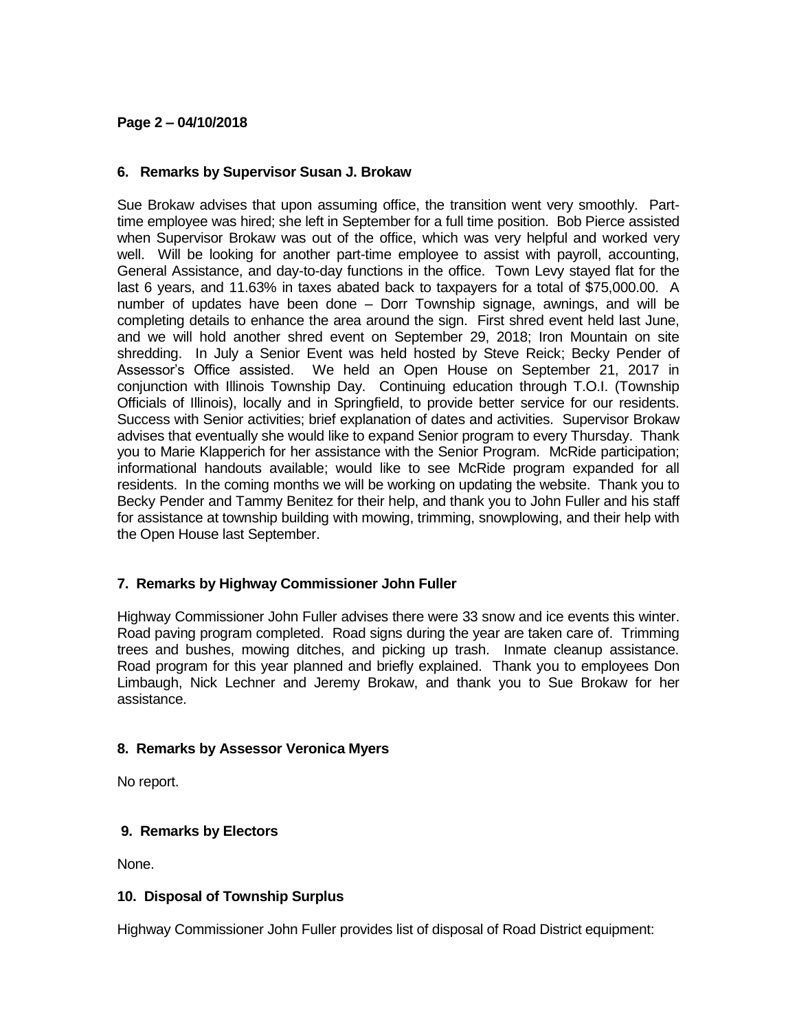**Page 2 – 04/10/2018**

## 6. Remarks by Supervisor Susan J. Brokaw

Sue Brokaw advises that upon assuming office, the transition went very smoothly. Part-time employee was hired; she left in September for a full time position. Bob Pierce assisted when Supervisor Brokaw was out of the office, which was very helpful and worked very well. Will be looking for another part-time employee to assist with payroll, accounting, General Assistance, and day-to-day functions in the office. Town Levy stayed flat for the last 6 years, and 11.63% in taxes abated back to taxpayers for a total of $75,000.00. A number of updates have been done – Dorr Township signage, awnings, and will be completing details to enhance the area around the sign. First shred event held last June, and we will hold another shred event on September 29, 2018; Iron Mountain on site shredding. In July a Senior Event was held hosted by Steve Reick; Becky Pender of Assessor's Office assisted. We held an Open House on September 21, 2017 in conjunction with Illinois Township Day. Continuing education through T.O.I. (Township Officials of Illinois), locally and in Springfield, to provide better service for our residents. Success with Senior activities; brief explanation of dates and activities. Supervisor Brokaw advises that eventually she would like to expand Senior program to every Thursday. Thank you to Marie Klapperich for her assistance with the Senior Program. McRide participation; informational handouts available; would like to see McRide program expanded for all residents. In the coming months we will be working on updating the website. Thank you to Becky Pender and Tammy Benitez for their help, and thank you to John Fuller and his staff for assistance at township building with mowing, trimming, snowplowing, and their help with the Open House last September.

## 7. Remarks by Highway Commissioner John Fuller

Highway Commissioner John Fuller advises there were 33 snow and ice events this winter. Road paving program completed. Road signs during the year are taken care of. Trimming trees and bushes, mowing ditches, and picking up trash. Inmate cleanup assistance. Road program for this year planned and briefly explained. Thank you to employees Don Limbaugh, Nick Lechner and Jeremy Brokaw, and thank you to Sue Brokaw for her assistance.

## 8. Remarks by Assessor Veronica Myers

No report.

## 9. Remarks by Electors

None.

## 10. Disposal of Township Surplus

Highway Commissioner John Fuller provides list of disposal of Road District equipment: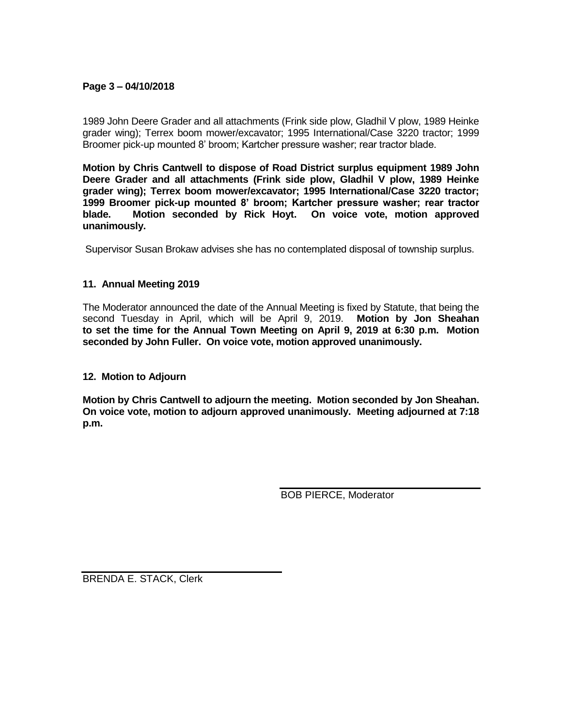**Page 3 – 04/10/2018**

1989 John Deere Grader and all attachments (Frink side plow, Gladhil V plow, 1989 Heinke grader wing); Terrex boom mower/excavator; 1995 International/Case 3220 tractor; 1999 Broomer pick-up mounted 8' broom; Kartcher pressure washer; rear tractor blade.

**Motion by Chris Cantwell to dispose of Road District surplus equipment 1989 John Deere Grader and all attachments (Frink side plow, Gladhil V plow, 1989 Heinke grader wing); Terrex boom mower/excavator; 1995 International/Case 3220 tractor; 1999 Broomer pick-up mounted 8' broom; Kartcher pressure washer; rear tractor blade. Motion seconded by Rick Hoyt. On voice vote, motion approved unanimously.**

Supervisor Susan Brokaw advises she has no contemplated disposal of township surplus.

**11. Annual Meeting 2019**

The Moderator announced the date of the Annual Meeting is fixed by Statute, that being the second Tuesday in April, which will be April 9, 2019. **Motion by Jon Sheahan to set the time for the Annual Town Meeting on April 9, 2019 at 6:30 p.m. Motion seconded by John Fuller. On voice vote, motion approved unanimously.**

**12. Motion to Adjourn**

**Motion by Chris Cantwell to adjourn the meeting. Motion seconded by Jon Sheahan. On voice vote, motion to adjourn approved unanimously. Meeting adjourned at 7:18 p.m.**

BOB PIERCE, Moderator

BRENDA E. STACK, Clerk